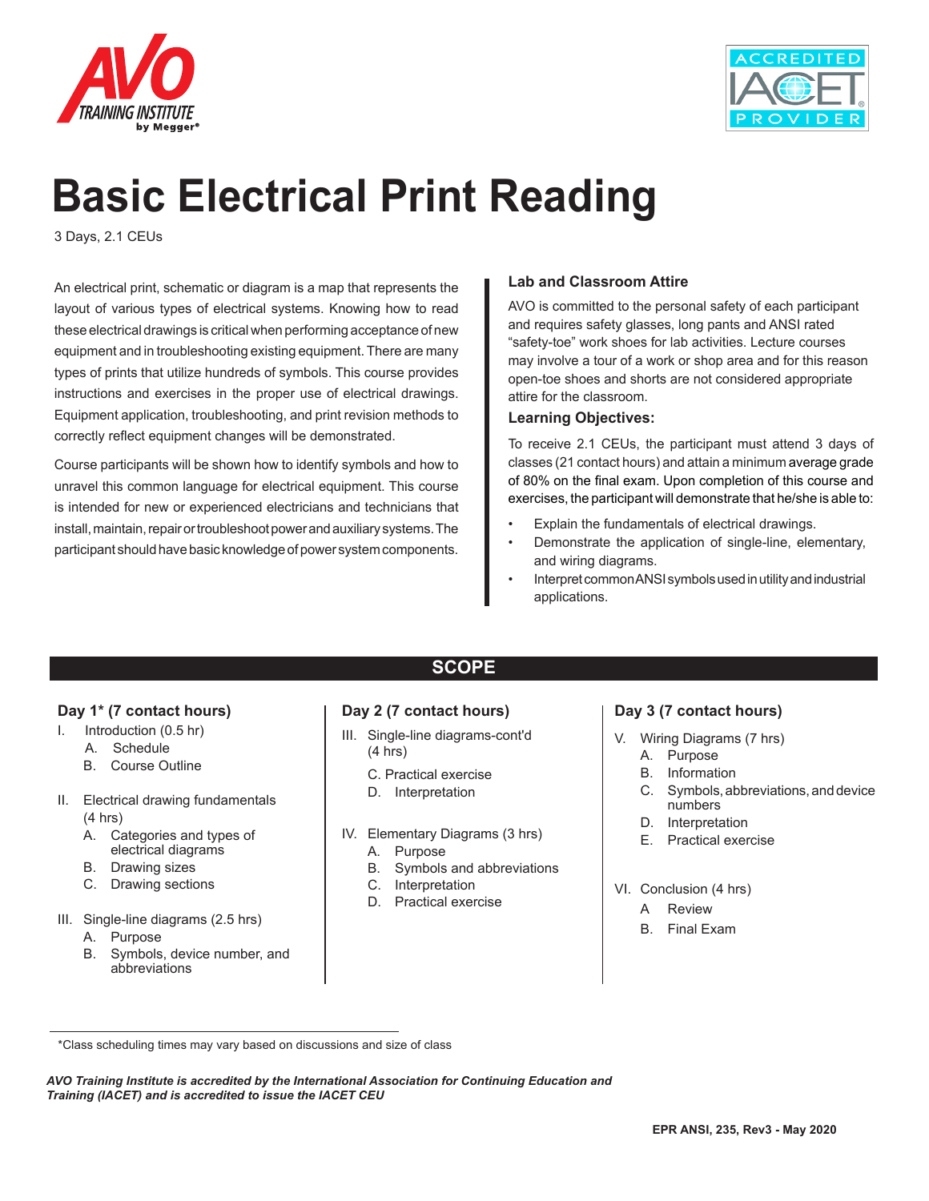# Basic Electrical Print Reading

3 Days, 2.1 CEUs

An electrical print, schematic or diagram is a map that represents the layout of various types of electrical systems. Knowing how to read these electrical drawings is critical when performing acceptance of new equipment and in troubleshooting existing equipment. There are many types of prints that utilize hundreds of symbols. This course provides instructions and exercises in the proper use of electrical drawings. Equipment application, troubleshooting, and print revision methods to correctly reflect equipment changes will be demonstrated.

Course participants will be shown how to identify symbols and how to unravel this common language for electrical equipment. This course is intended for new or experienced electricians and technicians that install, maintain, repair or troubleshoot power and auxiliary systems. The participant should have basic knowledge of power system components.

### Lab and Classroom Attire

AVO is committed to the personal safety of each participant and requires safety glasses, long pants and ANSI rated "safety-toe" work shoes for lab activities. Lecture courses may involve a tour of a work or shop area and for this reason open-toe shoes and shorts are not considered appropriate attire for the classroom.

### Learning Objectives:

To receive 2.1 CEUs, the participant must attend 3 days of classes (21 contact hours) and attain a minimum average grade of 80% on the final exam. Upon completion of this course and exercises, the participant will demonstrate that he/she is able to:

- Explain the fundamentals of electrical drawings.
- Demonstrate the application of single-line, elementary, and wiring diagrams.
- Interpret common ANSI symbols used in utility and industrial applications.

## SCOPE

### Day 1* (7 contact hours)

I. Introduction (0.5 hr)
   A. Schedule
   B. Course Outline

II. Electrical drawing fundamentals (4 hrs)
   A. Categories and types of electrical diagrams
   B. Drawing sizes
   C. Drawing sections

III. Single-line diagrams (2.5 hrs)
   A. Purpose
   B. Symbols, device number, and abbreviations

### Day 2 (7 contact hours)

III. Single-line diagrams-cont'd (4 hrs)
   C. Practical exercise
   D. Interpretation

IV. Elementary Diagrams (3 hrs)
   A. Purpose
   B. Symbols and abbreviations
   C. Interpretation
   D. Practical exercise

### Day 3 (7 contact hours)

V. Wiring Diagrams (7 hrs)
   A. Purpose
   B. Information
   C. Symbols, abbreviations, and device numbers
   D. Interpretation
   E. Practical exercise

VI. Conclusion (4 hrs)
   A Review
   B. Final Exam

*Class scheduling times may vary based on discussions and size of class

***AVO Training Institute is accredited by the International Association for Continuing Education and Training (IACET) and is accredited to issue the IACET CEU***

**EPR ANSI, 235, Rev3 - May 2020**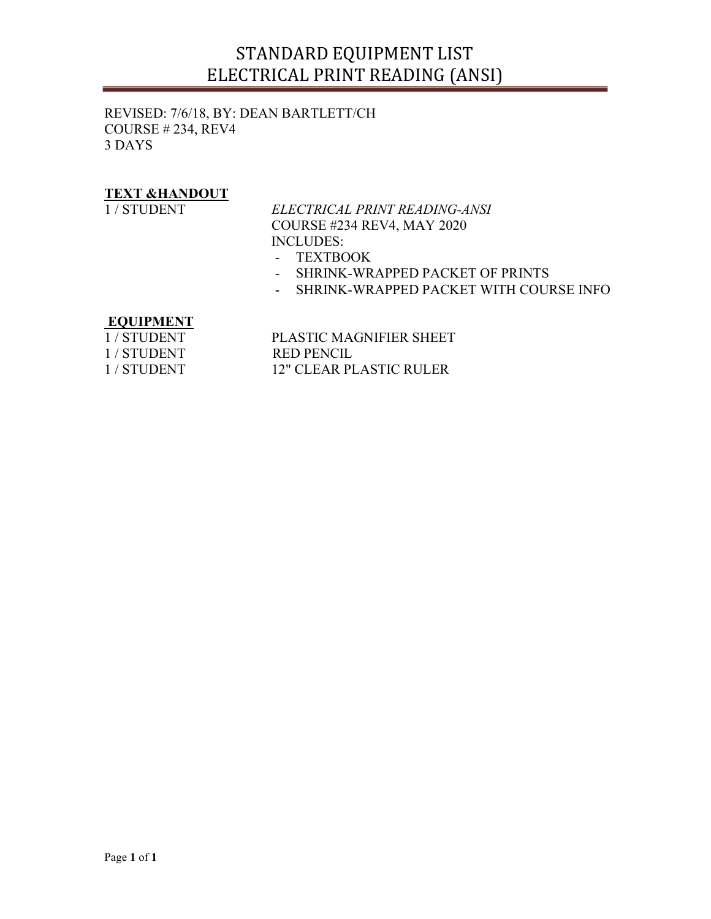# STANDARD EQUIPMENT LIST
# ELECTRICAL PRINT READING (ANSI)

REVISED: 7/6/18, BY: DEAN BARTLETT/CH
COURSE # 234, REV4
3 DAYS

**TEXT &HANDOUT**

| | |
|---|---|
| 1 / STUDENT | *ELECTRICAL PRINT READING-ANSI*<br>COURSE #234 REV4, MAY 2020<br>INCLUDES:<br>- TEXTBOOK<br>- SHRINK-WRAPPED PACKET OF PRINTS<br>- SHRINK-WRAPPED PACKET WITH COURSE INFO |

**EQUIPMENT**

| | |
|---|---|
| 1 / STUDENT | PLASTIC MAGNIFIER SHEET |
| 1 / STUDENT | RED PENCIL |
| 1 / STUDENT | 12" CLEAR PLASTIC RULER |